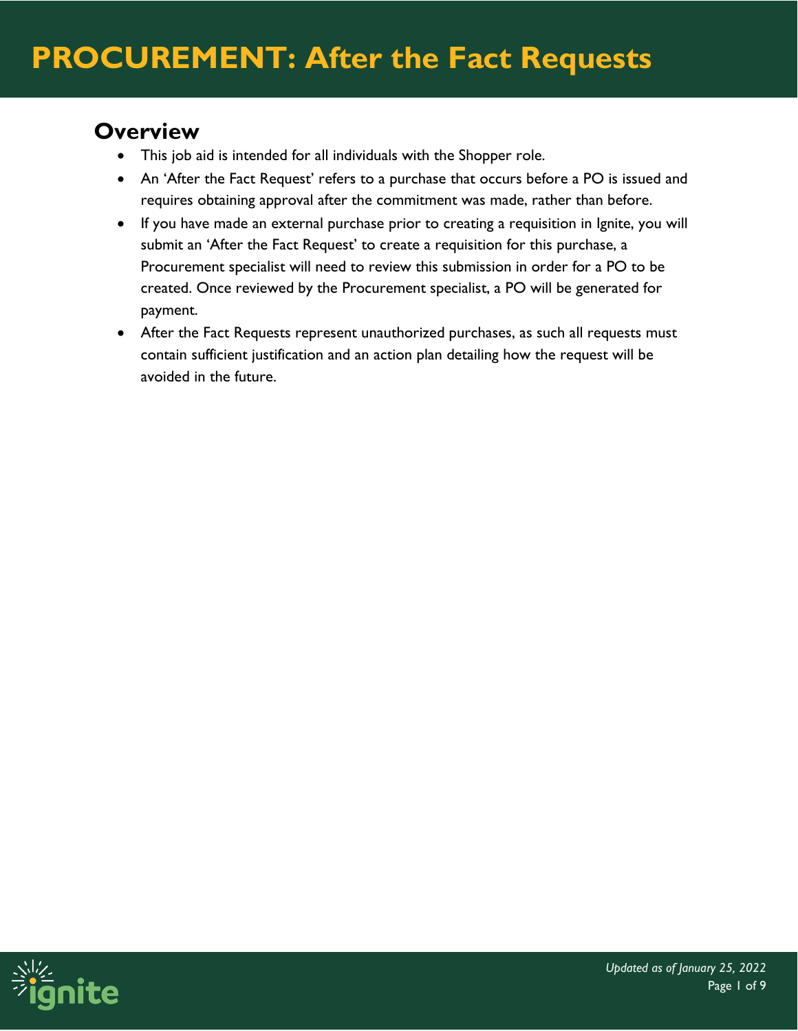# PROCUREMENT: After the Fact Requests

## Overview

- This job aid is intended for all individuals with the Shopper role.
- An 'After the Fact Request' refers to a purchase that occurs before a PO is issued and requires obtaining approval after the commitment was made, rather than before.
- If you have made an external purchase prior to creating a requisition in Ignite, you will submit an 'After the Fact Request' to create a requisition for this purchase, a Procurement specialist will need to review this submission in order for a PO to be created. Once reviewed by the Procurement specialist, a PO will be generated for payment.
- After the Fact Requests represent unauthorized purchases, as such all requests must contain sufficient justification and an action plan detailing how the request will be avoided in the future.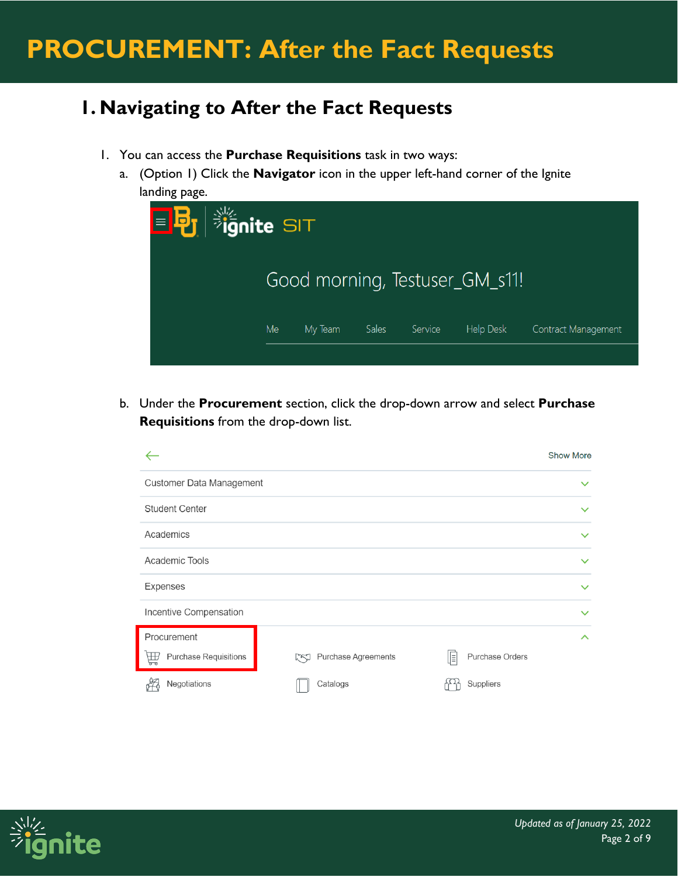# PROCUREMENT: After the Fact Requests

## 1. Navigating to After the Fact Requests

1. You can access the **Purchase Requisitions** task in two ways:
   a. (Option 1) Click the **Navigator** icon in the upper left-hand corner of the Ignite landing page.

   b. Under the **Procurement** section, click the drop-down arrow and select **Purchase Requisitions** from the drop-down list.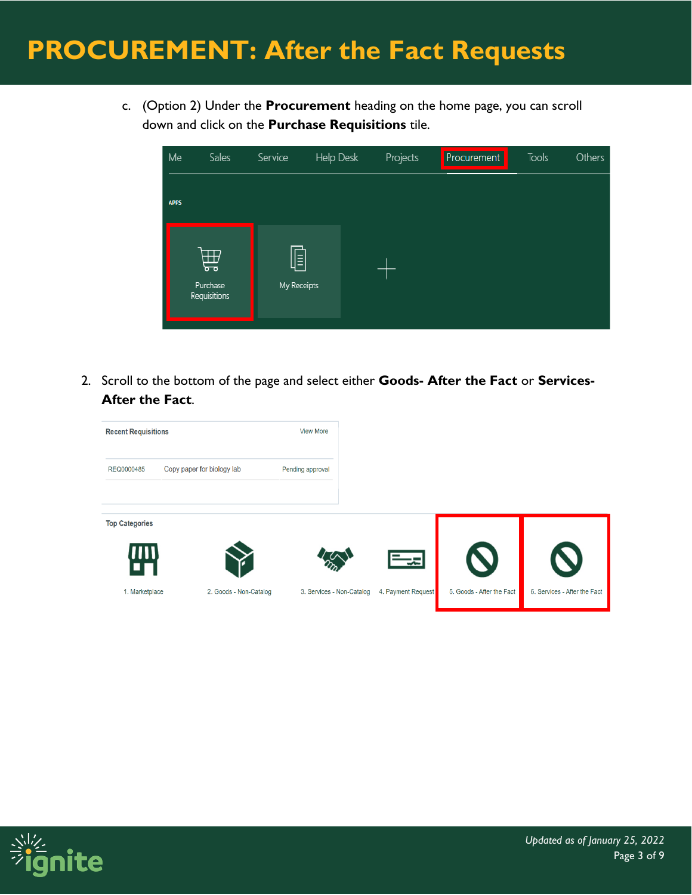# PROCUREMENT: After the Fact Requests

c. (Option 2) Under the **Procurement** heading on the home page, you can scroll down and click on the **Purchase Requisitions** tile.

2. Scroll to the bottom of the page and select either **Goods- After the Fact** or **Services- After the Fact**.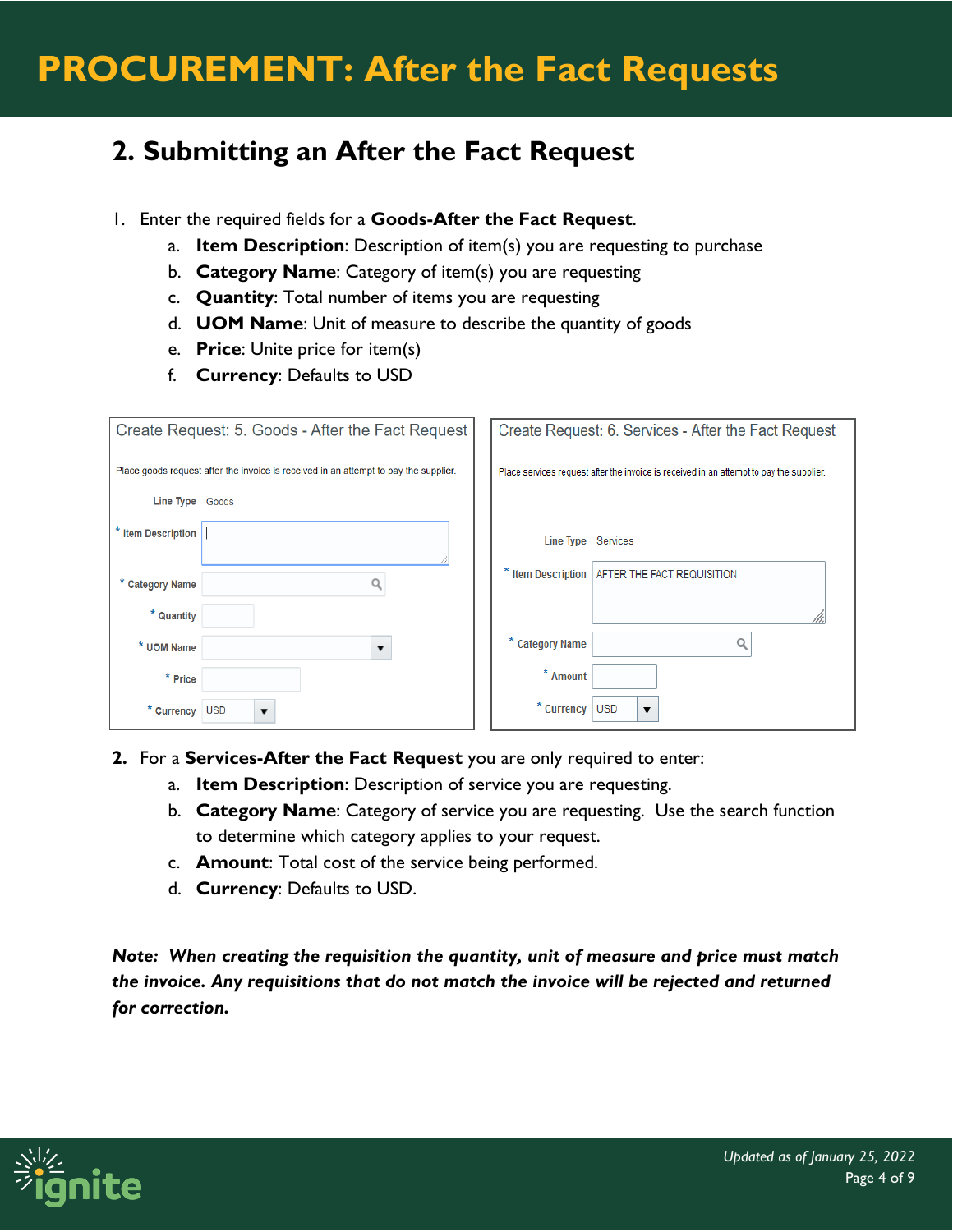# PROCUREMENT: After the Fact Requests

## 2. Submitting an After the Fact Request

1. Enter the required fields for a **Goods-After the Fact Request**.
   a. **Item Description**: Description of item(s) you are requesting to purchase
   b. **Category Name**: Category of item(s) you are requesting
   c. **Quantity**: Total number of items you are requesting
   d. **UOM Name**: Unit of measure to describe the quantity of goods
   e. **Price**: Unite price for item(s)
   f. **Currency**: Defaults to USD

Create Request: 5. Goods - After the Fact Request

Place goods request after the invoice is received in an attempt to pay the supplier.

Line Type Goods
* Item Description
* Category Name
* Quantity
* UOM Name
* Price
* Currency USD

Create Request: 6. Services - After the Fact Request

Place services request after the invoice is received in an attempt to pay the supplier.

Line Type Services
* Item Description AFTER THE FACT REQUISITION
* Category Name
* Amount
* Currency USD

2. For a **Services-After the Fact Request** you are only required to enter:
   a. **Item Description**: Description of service you are requesting.
   b. **Category Name**: Category of service you are requesting. Use the search function to determine which category applies to your request.
   c. **Amount**: Total cost of the service being performed.
   d. **Currency**: Defaults to USD.

***Note: When creating the requisition the quantity, unit of measure and price must match the invoice. Any requisitions that do not match the invoice will be rejected and returned for correction.***

ignite

*Updated as of January 25, 2022*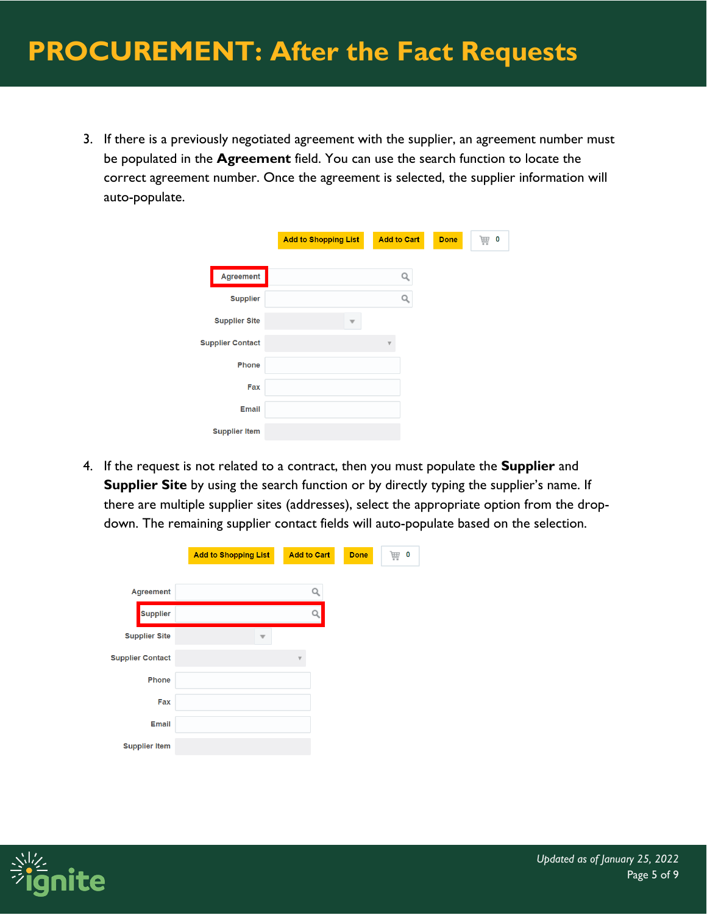# PROCUREMENT: After the Fact Requests

3. If there is a previously negotiated agreement with the supplier, an agreement number must be populated in the **Agreement** field. You can use the search function to locate the correct agreement number. Once the agreement is selected, the supplier information will auto-populate.

4. If the request is not related to a contract, then you must populate the **Supplier** and **Supplier Site** by using the search function or by directly typing the supplier's name. If there are multiple supplier sites (addresses), select the appropriate option from the drop-down. The remaining supplier contact fields will auto-populate based on the selection.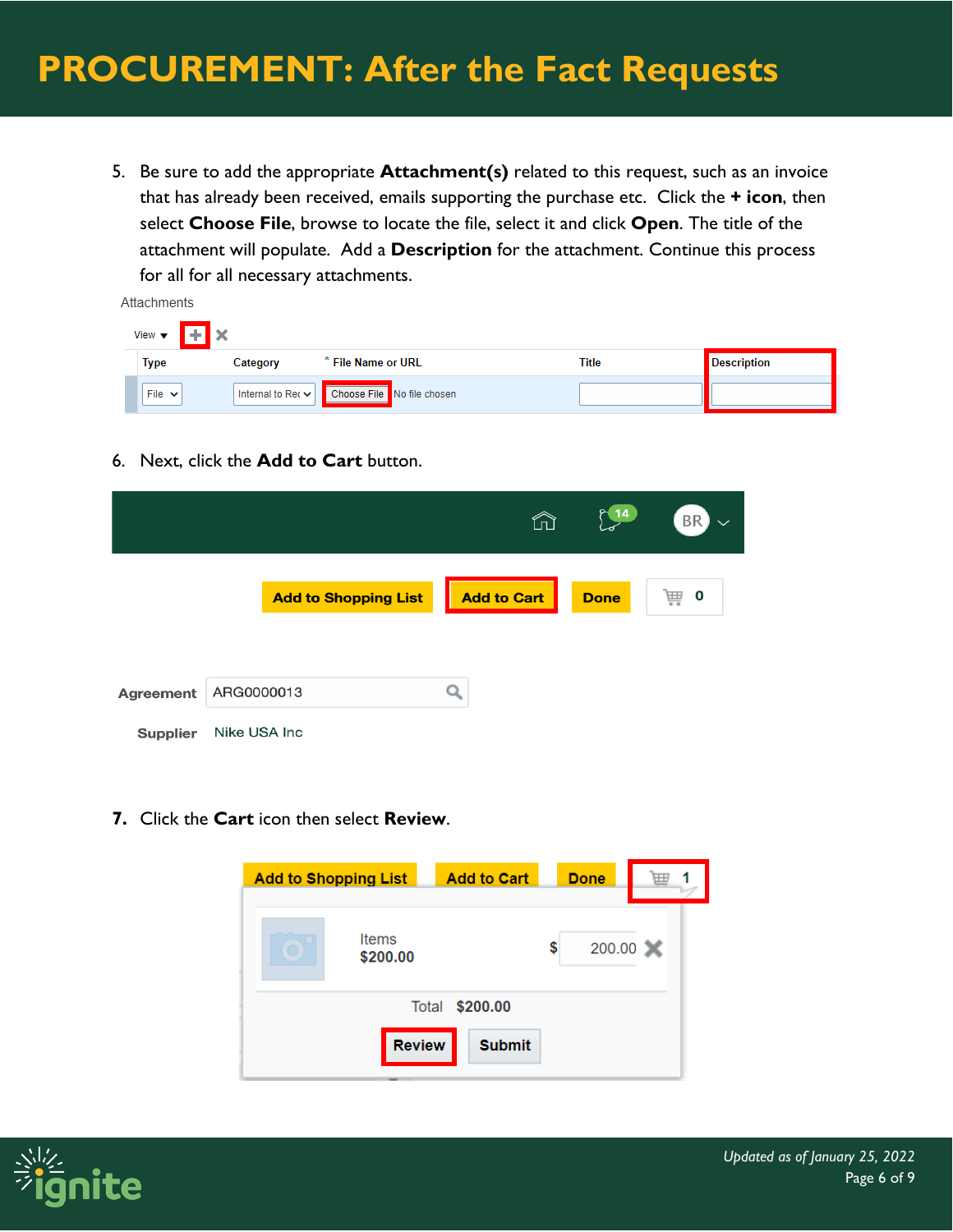5. Be sure to add the appropriate **Attachment(s)** related to this request, such as an invoice that has already been received, emails supporting the purchase etc. Click the **+ icon**, then select **Choose File**, browse to locate the file, select it and click **Open**. The title of the attachment will populate. Add a **Description** for the attachment. Continue this process for all for all necessary attachments.

Attachments

View ▾ + ✕

| Type | Category | * File Name or URL | Title | Description |
|---|---|---|---|---|
| File | Internal to Rec | Choose File No file chosen | | |

6. Next, click the **Add to Cart** button.

Add to Shopping List | Add to Cart | Done | 0

Agreement ARG0000013

Supplier Nike USA Inc

7. Click the **Cart** icon then select **Review**.

Add to Shopping List | Add to Cart | Done | 1

Items $200.00 $ 200.00

Total $200.00

Review | Submit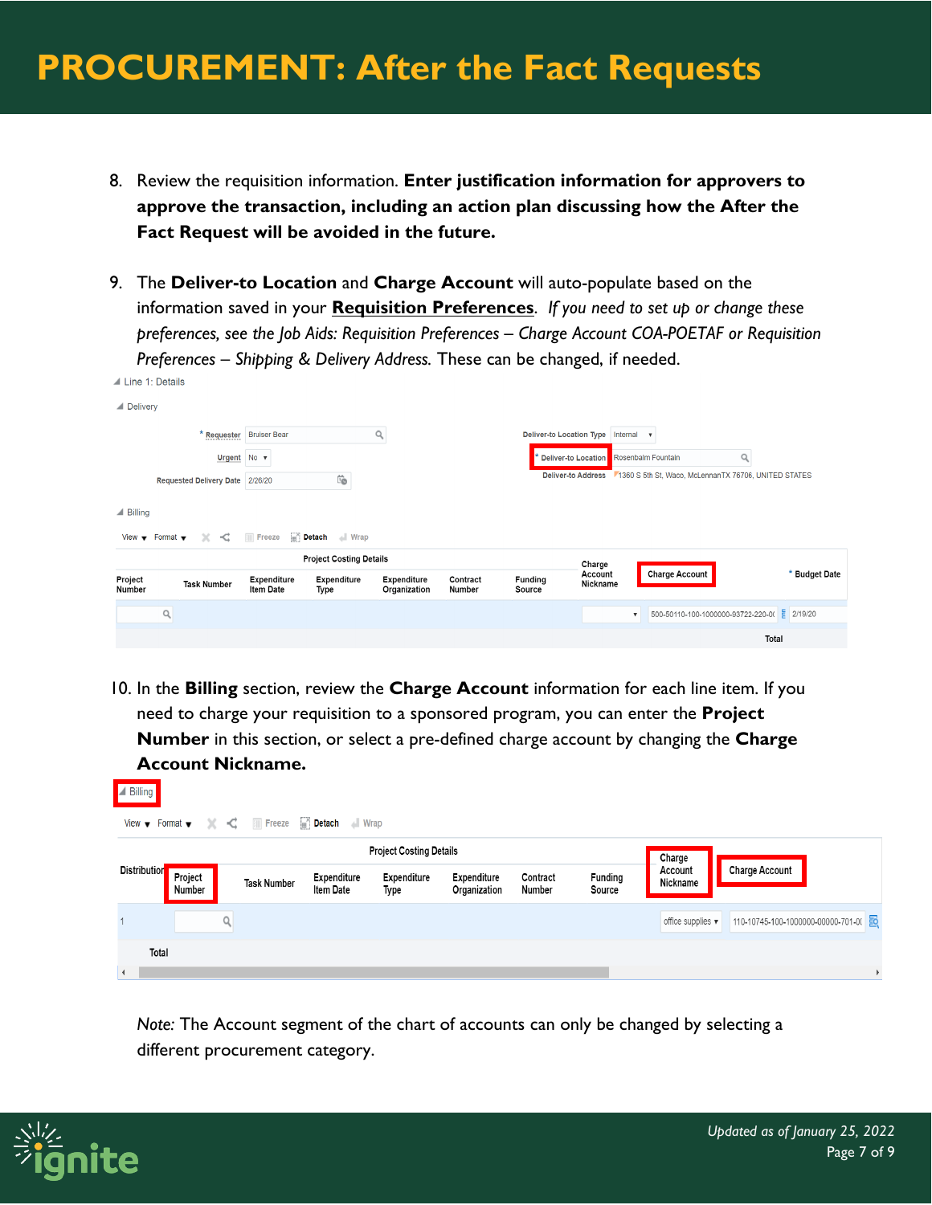# PROCUREMENT: After the Fact Requests

8. Review the requisition information. **Enter justification information for approvers to approve the transaction, including an action plan discussing how the After the Fact Request will be avoided in the future.**

9. The **Deliver-to Location** and **Charge Account** will auto-populate based on the information saved in your **Requisition Preferences**. *If you need to set up or change these preferences, see the Job Aids: Requisition Preferences – Charge Account COA-POETAF or Requisition Preferences – Shipping & Delivery Address.* These can be changed, if needed.

10. In the **Billing** section, review the **Charge Account** information for each line item. If you need to charge your requisition to a sponsored program, you can enter the **Project Number** in this section, or select a pre-defined charge account by changing the **Charge Account Nickname.**

*Note:* The Account segment of the chart of accounts can only be changed by selecting a different procurement category.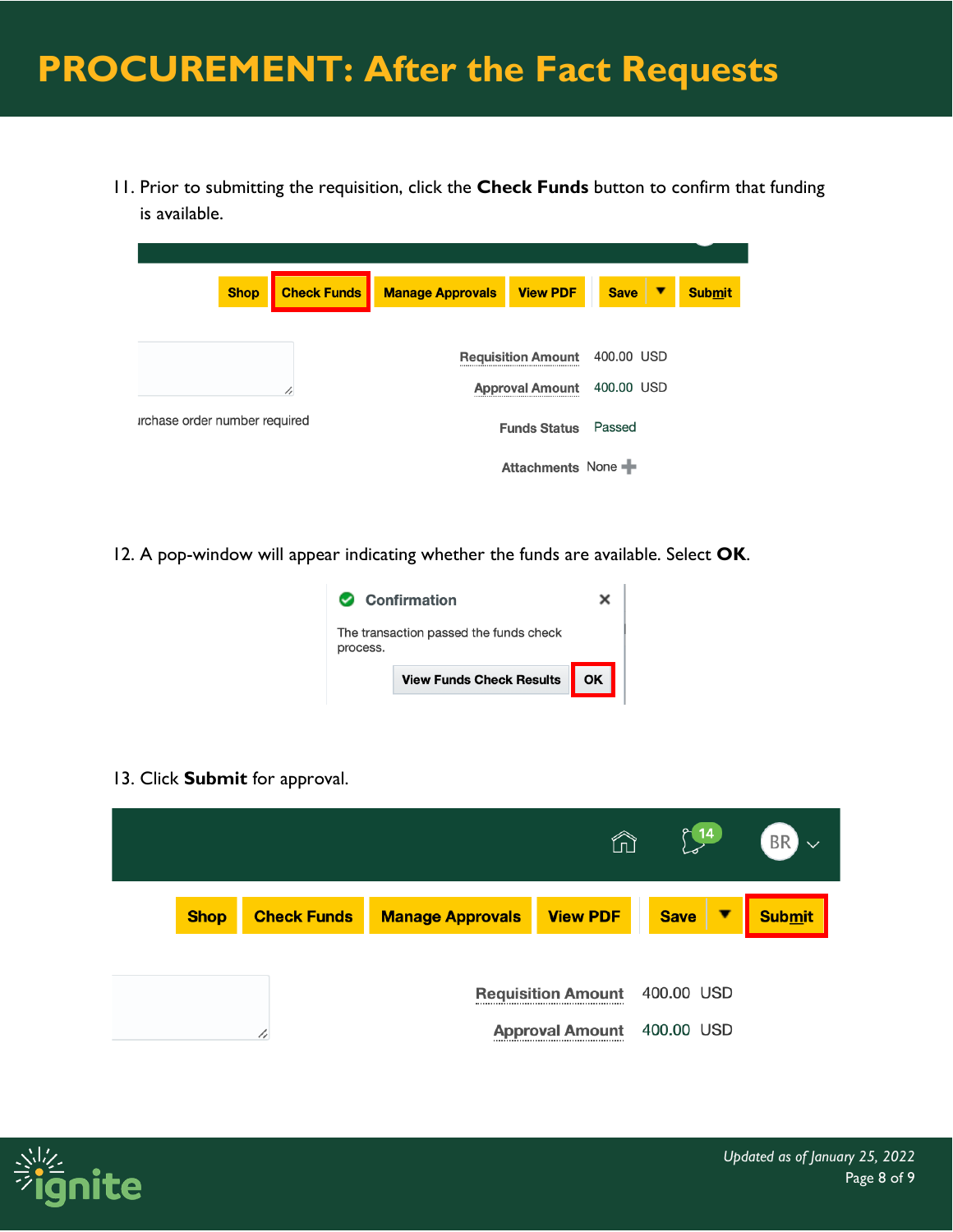# PROCUREMENT: After the Fact Requests

11. Prior to submitting the requisition, click the **Check Funds** button to confirm that funding is available.

12. A pop-window will appear indicating whether the funds are available. Select **OK**.

13. Click **Submit** for approval.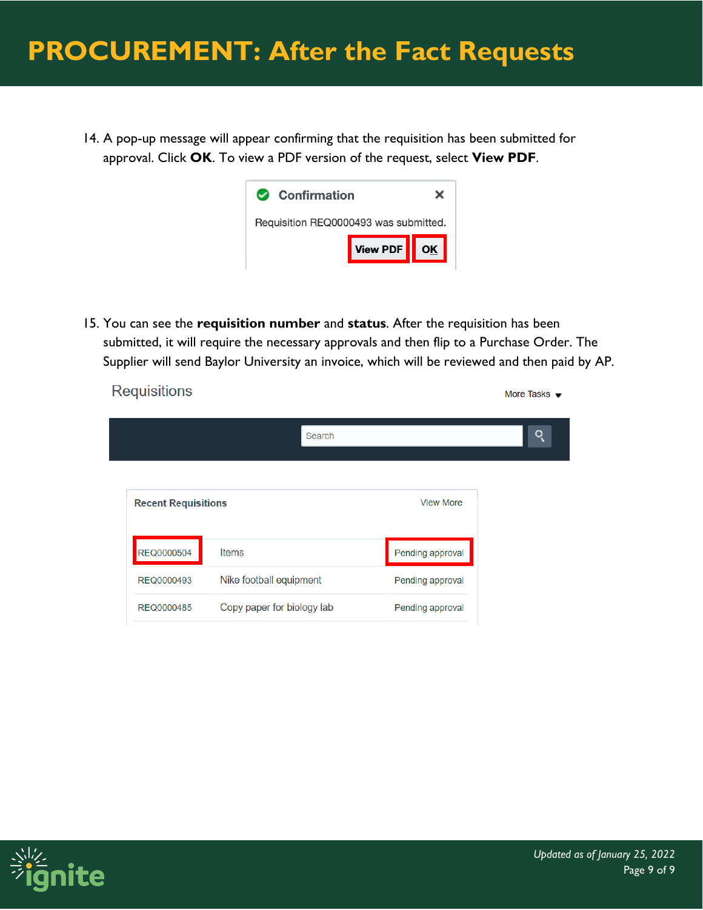# PROCUREMENT: After the Fact Requests

14. A pop-up message will appear confirming that the requisition has been submitted for approval. Click **OK**. To view a PDF version of the request, select **View PDF**.

Confirmation

Requisition REQ0000493 was submitted.

View PDF OK

15. You can see the **requisition number** and **status**. After the requisition has been submitted, it will require the necessary approvals and then flip to a Purchase Order. The Supplier will send Baylor University an invoice, which will be reviewed and then paid by AP.

Requisitions

More Tasks

Search

Recent Requisitions

View More

| | | |
|---|---|---|
| REQ0000504 | Items | Pending approval |
| REQ0000493 | Nike football equipment | Pending approval |
| REQ0000485 | Copy paper for biology lab | Pending approval |